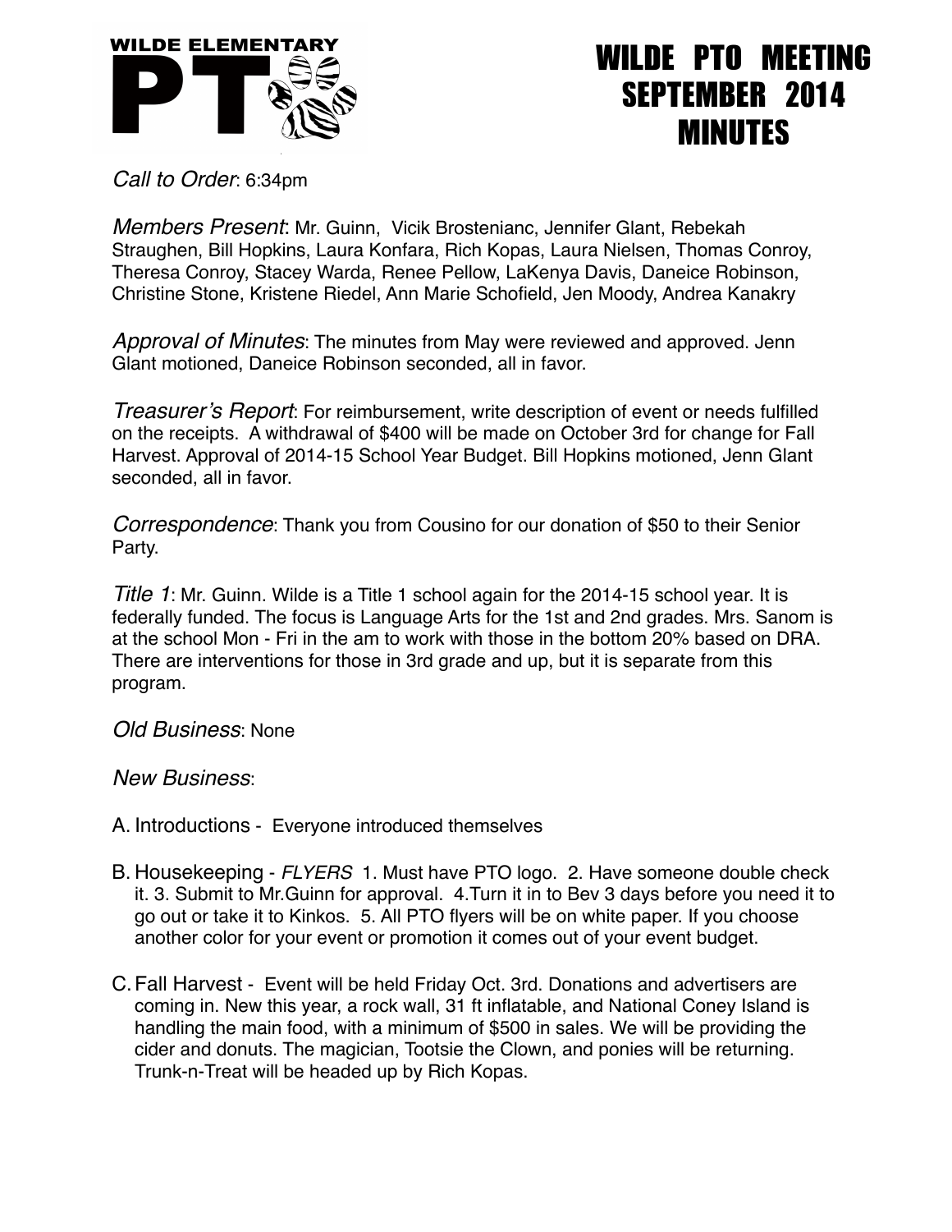WILDE ELEMENTARY PTO

# WILDE PTO MEETING SEPTEMBER 2014 MINUTES

*Call to Order*: 6:34pm

*Members Present*: Mr. Guinn, Vicik Brostenianc, Jennifer Glant, Rebekah Straughen, Bill Hopkins, Laura Konfara, Rich Kopas, Laura Nielsen, Thomas Conroy, Theresa Conroy, Stacey Warda, Renee Pellow, LaKenya Davis, Daneice Robinson, Christine Stone, Kristene Riedel, Ann Marie Schofield, Jen Moody, Andrea Kanakry

*Approval of Minutes*: The minutes from May were reviewed and approved. Jenn Glant motioned, Daneice Robinson seconded, all in favor.

*Treasurer's Report*: For reimbursement, write description of event or needs fulfilled on the receipts. A withdrawal of $400 will be made on October 3rd for change for Fall Harvest. Approval of 2014-15 School Year Budget. Bill Hopkins motioned, Jenn Glant seconded, all in favor.

*Correspondence*: Thank you from Cousino for our donation of $50 to their Senior Party.

*Title 1*: Mr. Guinn. Wilde is a Title 1 school again for the 2014-15 school year. It is federally funded. The focus is Language Arts for the 1st and 2nd grades. Mrs. Sanom is at the school Mon - Fri in the am to work with those in the bottom 20% based on DRA. There are interventions for those in 3rd grade and up, but it is separate from this program.

*Old Business*: None

*New Business*:

A. Introductions - Everyone introduced themselves

B. Housekeeping - *FLYERS* 1. Must have PTO logo. 2. Have someone double check it. 3. Submit to Mr.Guinn for approval. 4.Turn it in to Bev 3 days before you need it to go out or take it to Kinkos. 5. All PTO flyers will be on white paper. If you choose another color for your event or promotion it comes out of your event budget.

C. Fall Harvest - Event will be held Friday Oct. 3rd. Donations and advertisers are coming in. New this year, a rock wall, 31 ft inflatable, and National Coney Island is handling the main food, with a minimum of $500 in sales. We will be providing the cider and donuts. The magician, Tootsie the Clown, and ponies will be returning. Trunk-n-Treat will be headed up by Rich Kopas.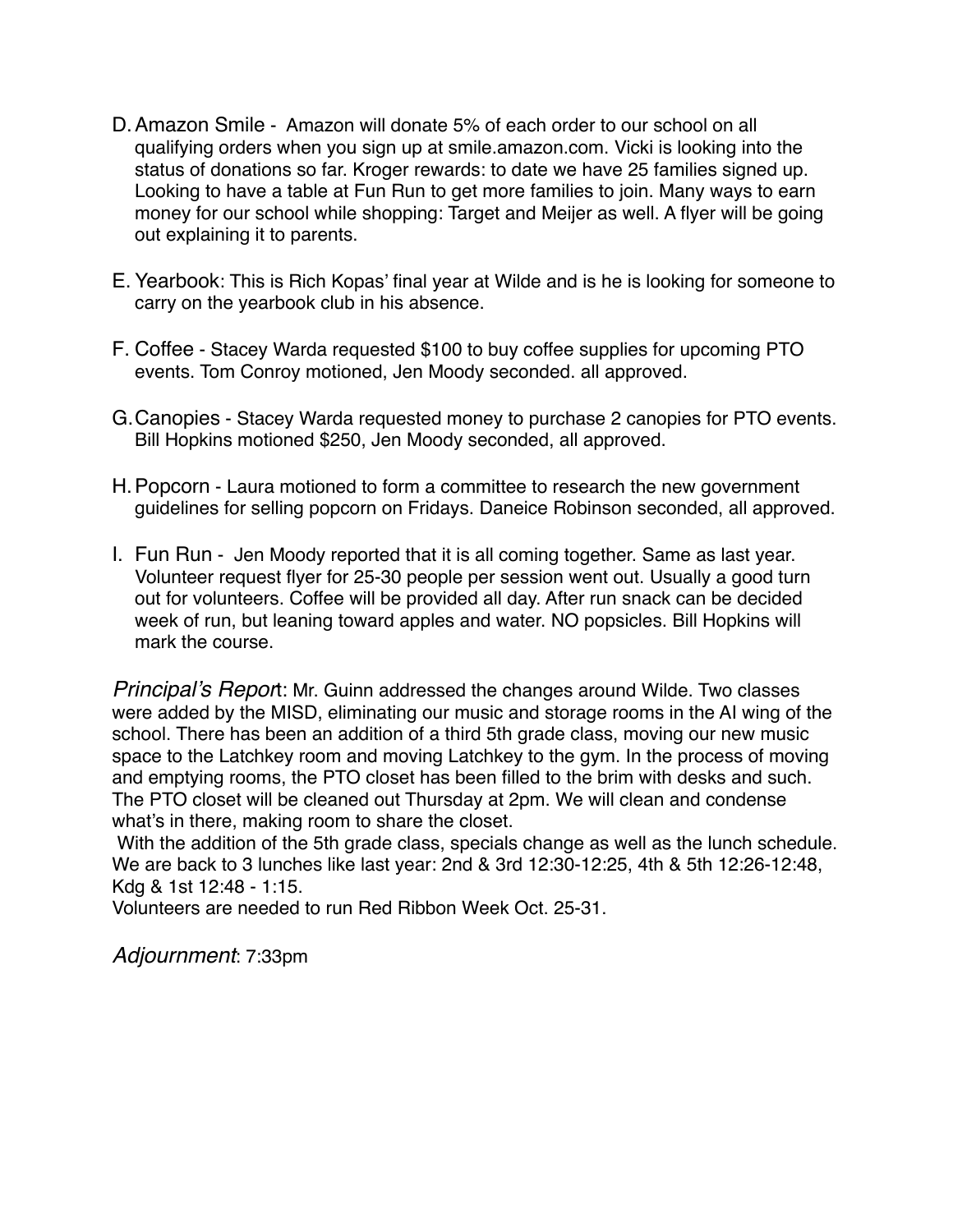D. Amazon Smile - Amazon will donate 5% of each order to our school on all qualifying orders when you sign up at smile.amazon.com. Vicki is looking into the status of donations so far. Kroger rewards: to date we have 25 families signed up. Looking to have a table at Fun Run to get more families to join. Many ways to earn money for our school while shopping: Target and Meijer as well. A flyer will be going out explaining it to parents.

E. Yearbook: This is Rich Kopas' final year at Wilde and is he is looking for someone to carry on the yearbook club in his absence.

F. Coffee - Stacey Warda requested $100 to buy coffee supplies for upcoming PTO events. Tom Conroy motioned, Jen Moody seconded. all approved.

G. Canopies - Stacey Warda requested money to purchase 2 canopies for PTO events. Bill Hopkins motioned $250, Jen Moody seconded, all approved.

H. Popcorn - Laura motioned to form a committee to research the new government guidelines for selling popcorn on Fridays. Daneice Robinson seconded, all approved.

I. Fun Run - Jen Moody reported that it is all coming together. Same as last year. Volunteer request flyer for 25-30 people per session went out. Usually a good turn out for volunteers. Coffee will be provided all day. After run snack can be decided week of run, but leaning toward apples and water. NO popsicles. Bill Hopkins will mark the course.

*Principal's Report*: Mr. Guinn addressed the changes around Wilde. Two classes were added by the MISD, eliminating our music and storage rooms in the AI wing of the school. There has been an addition of a third 5th grade class, moving our new music space to the Latchkey room and moving Latchkey to the gym. In the process of moving and emptying rooms, the PTO closet has been filled to the brim with desks and such. The PTO closet will be cleaned out Thursday at 2pm. We will clean and condense what's in there, making room to share the closet.

With the addition of the 5th grade class, specials change as well as the lunch schedule. We are back to 3 lunches like last year: 2nd & 3rd 12:30-12:25, 4th & 5th 12:26-12:48, Kdg & 1st 12:48 - 1:15.

Volunteers are needed to run Red Ribbon Week Oct. 25-31.

*Adjournment*: 7:33pm